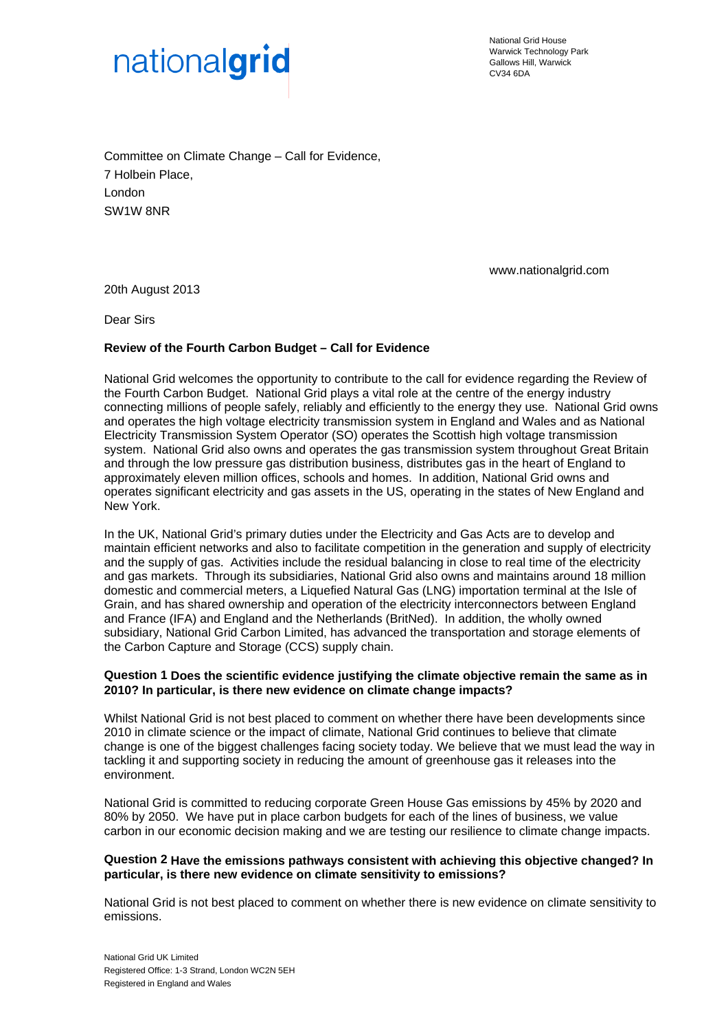nationalgrid

National Grid House
Warwick Technology Park
Gallows Hill, Warwick
CV34 6DA

Committee on Climate Change – Call for Evidence,
7 Holbein Place,
London
SW1W 8NR

www.nationalgrid.com

20th August 2013

Dear Sirs

**Review of the Fourth Carbon Budget – Call for Evidence**

National Grid welcomes the opportunity to contribute to the call for evidence regarding the Review of the Fourth Carbon Budget. National Grid plays a vital role at the centre of the energy industry connecting millions of people safely, reliably and efficiently to the energy they use. National Grid owns and operates the high voltage electricity transmission system in England and Wales and as National Electricity Transmission System Operator (SO) operates the Scottish high voltage transmission system. National Grid also owns and operates the gas transmission system throughout Great Britain and through the low pressure gas distribution business, distributes gas in the heart of England to approximately eleven million offices, schools and homes. In addition, National Grid owns and operates significant electricity and gas assets in the US, operating in the states of New England and New York.

In the UK, National Grid's primary duties under the Electricity and Gas Acts are to develop and maintain efficient networks and also to facilitate competition in the generation and supply of electricity and the supply of gas. Activities include the residual balancing in close to real time of the electricity and gas markets. Through its subsidiaries, National Grid also owns and maintains around 18 million domestic and commercial meters, a Liquefied Natural Gas (LNG) importation terminal at the Isle of Grain, and has shared ownership and operation of the electricity interconnectors between England and France (IFA) and England and the Netherlands (BritNed). In addition, the wholly owned subsidiary, National Grid Carbon Limited, has advanced the transportation and storage elements of the Carbon Capture and Storage (CCS) supply chain.

**Question 1 Does the scientific evidence justifying the climate objective remain the same as in 2010? In particular, is there new evidence on climate change impacts?**

Whilst National Grid is not best placed to comment on whether there have been developments since 2010 in climate science or the impact of climate, National Grid continues to believe that climate change is one of the biggest challenges facing society today. We believe that we must lead the way in tackling it and supporting society in reducing the amount of greenhouse gas it releases into the environment.

National Grid is committed to reducing corporate Green House Gas emissions by 45% by 2020 and 80% by 2050. We have put in place carbon budgets for each of the lines of business, we value carbon in our economic decision making and we are testing our resilience to climate change impacts.

**Question 2 Have the emissions pathways consistent with achieving this objective changed? In particular, is there new evidence on climate sensitivity to emissions?**

National Grid is not best placed to comment on whether there is new evidence on climate sensitivity to emissions.

National Grid UK Limited
Registered Office: 1-3 Strand, London WC2N 5EH
Registered in England and Wales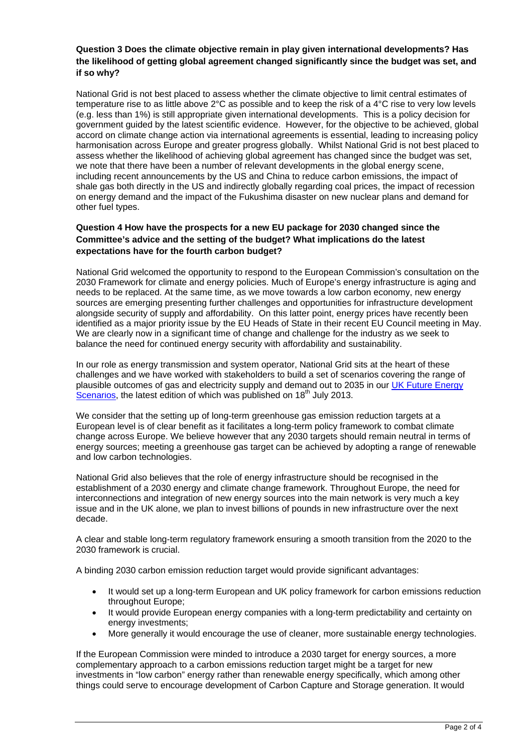**Question 3 Does the climate objective remain in play given international developments? Has the likelihood of getting global agreement changed significantly since the budget was set, and if so why?**

National Grid is not best placed to assess whether the climate objective to limit central estimates of temperature rise to as little above 2°C as possible and to keep the risk of a 4°C rise to very low levels (e.g. less than 1%) is still appropriate given international developments. This is a policy decision for government guided by the latest scientific evidence. However, for the objective to be achieved, global accord on climate change action via international agreements is essential, leading to increasing policy harmonisation across Europe and greater progress globally. Whilst National Grid is not best placed to assess whether the likelihood of achieving global agreement has changed since the budget was set, we note that there have been a number of relevant developments in the global energy scene, including recent announcements by the US and China to reduce carbon emissions, the impact of shale gas both directly in the US and indirectly globally regarding coal prices, the impact of recession on energy demand and the impact of the Fukushima disaster on new nuclear plans and demand for other fuel types.

**Question 4 How have the prospects for a new EU package for 2030 changed since the Committee's advice and the setting of the budget? What implications do the latest expectations have for the fourth carbon budget?**

National Grid welcomed the opportunity to respond to the European Commission's consultation on the 2030 Framework for climate and energy policies. Much of Europe's energy infrastructure is aging and needs to be replaced. At the same time, as we move towards a low carbon economy, new energy sources are emerging presenting further challenges and opportunities for infrastructure development alongside security of supply and affordability. On this latter point, energy prices have recently been identified as a major priority issue by the EU Heads of State in their recent EU Council meeting in May. We are clearly now in a significant time of change and challenge for the industry as we seek to balance the need for continued energy security with affordability and sustainability.

In our role as energy transmission and system operator, National Grid sits at the heart of these challenges and we have worked with stakeholders to build a set of scenarios covering the range of plausible outcomes of gas and electricity supply and demand out to 2035 in our UK Future Energy Scenarios, the latest edition of which was published on 18th July 2013.

We consider that the setting up of long-term greenhouse gas emission reduction targets at a European level is of clear benefit as it facilitates a long-term policy framework to combat climate change across Europe. We believe however that any 2030 targets should remain neutral in terms of energy sources; meeting a greenhouse gas target can be achieved by adopting a range of renewable and low carbon technologies.

National Grid also believes that the role of energy infrastructure should be recognised in the establishment of a 2030 energy and climate change framework. Throughout Europe, the need for interconnections and integration of new energy sources into the main network is very much a key issue and in the UK alone, we plan to invest billions of pounds in new infrastructure over the next decade.

A clear and stable long-term regulatory framework ensuring a smooth transition from the 2020 to the 2030 framework is crucial.

A binding 2030 carbon emission reduction target would provide significant advantages:

- It would set up a long-term European and UK policy framework for carbon emissions reduction throughout Europe;
- It would provide European energy companies with a long-term predictability and certainty on energy investments;
- More generally it would encourage the use of cleaner, more sustainable energy technologies.

If the European Commission were minded to introduce a 2030 target for energy sources, a more complementary approach to a carbon emissions reduction target might be a target for new investments in "low carbon" energy rather than renewable energy specifically, which among other things could serve to encourage development of Carbon Capture and Storage generation. It would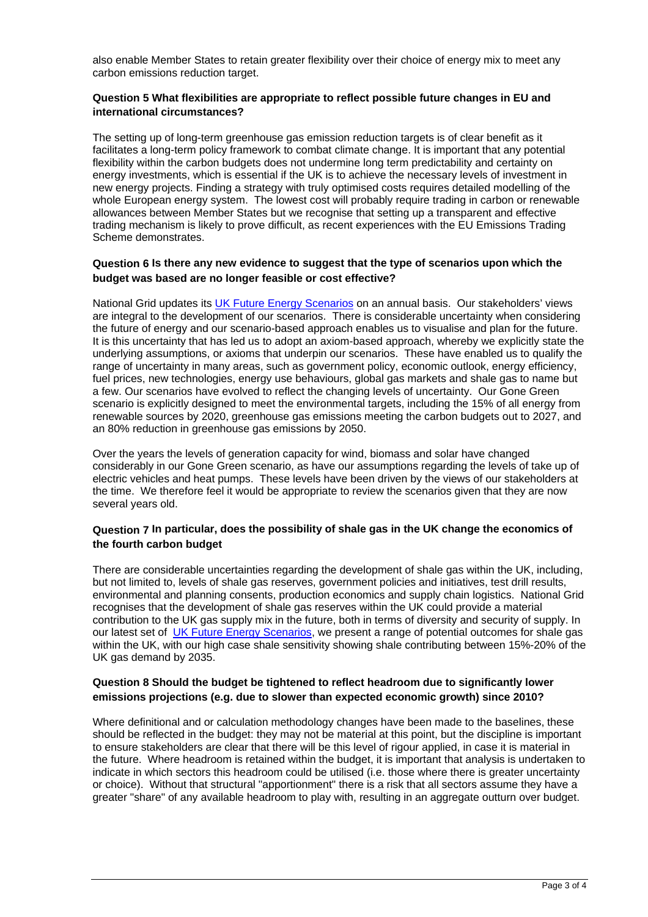also enable Member States to retain greater flexibility over their choice of energy mix to meet any carbon emissions reduction target.

**Question 5 What flexibilities are appropriate to reflect possible future changes in EU and international circumstances?**

The setting up of long-term greenhouse gas emission reduction targets is of clear benefit as it facilitates a long-term policy framework to combat climate change. It is important that any potential flexibility within the carbon budgets does not undermine long term predictability and certainty on energy investments, which is essential if the UK is to achieve the necessary levels of investment in new energy projects. Finding a strategy with truly optimised costs requires detailed modelling of the whole European energy system. The lowest cost will probably require trading in carbon or renewable allowances between Member States but we recognise that setting up a transparent and effective trading mechanism is likely to prove difficult, as recent experiences with the EU Emissions Trading Scheme demonstrates.

**Question 6 Is there any new evidence to suggest that the type of scenarios upon which the budget was based are no longer feasible or cost effective?**

National Grid updates its UK Future Energy Scenarios on an annual basis. Our stakeholders' views are integral to the development of our scenarios. There is considerable uncertainty when considering the future of energy and our scenario-based approach enables us to visualise and plan for the future. It is this uncertainty that has led us to adopt an axiom-based approach, whereby we explicitly state the underlying assumptions, or axioms that underpin our scenarios. These have enabled us to qualify the range of uncertainty in many areas, such as government policy, economic outlook, energy efficiency, fuel prices, new technologies, energy use behaviours, global gas markets and shale gas to name but a few. Our scenarios have evolved to reflect the changing levels of uncertainty. Our Gone Green scenario is explicitly designed to meet the environmental targets, including the 15% of all energy from renewable sources by 2020, greenhouse gas emissions meeting the carbon budgets out to 2027, and an 80% reduction in greenhouse gas emissions by 2050.

Over the years the levels of generation capacity for wind, biomass and solar have changed considerably in our Gone Green scenario, as have our assumptions regarding the levels of take up of electric vehicles and heat pumps. These levels have been driven by the views of our stakeholders at the time. We therefore feel it would be appropriate to review the scenarios given that they are now several years old.

**Question 7 In particular, does the possibility of shale gas in the UK change the economics of the fourth carbon budget**

There are considerable uncertainties regarding the development of shale gas within the UK, including, but not limited to, levels of shale gas reserves, government policies and initiatives, test drill results, environmental and planning consents, production economics and supply chain logistics. National Grid recognises that the development of shale gas reserves within the UK could provide a material contribution to the UK gas supply mix in the future, both in terms of diversity and security of supply. In our latest set of UK Future Energy Scenarios, we present a range of potential outcomes for shale gas within the UK, with our high case shale sensitivity showing shale contributing between 15%-20% of the UK gas demand by 2035.

**Question 8 Should the budget be tightened to reflect headroom due to significantly lower emissions projections (e.g. due to slower than expected economic growth) since 2010?**

Where definitional and or calculation methodology changes have been made to the baselines, these should be reflected in the budget: they may not be material at this point, but the discipline is important to ensure stakeholders are clear that there will be this level of rigour applied, in case it is material in the future. Where headroom is retained within the budget, it is important that analysis is undertaken to indicate in which sectors this headroom could be utilised (i.e. those where there is greater uncertainty or choice). Without that structural "apportionment" there is a risk that all sectors assume they have a greater "share" of any available headroom to play with, resulting in an aggregate outturn over budget.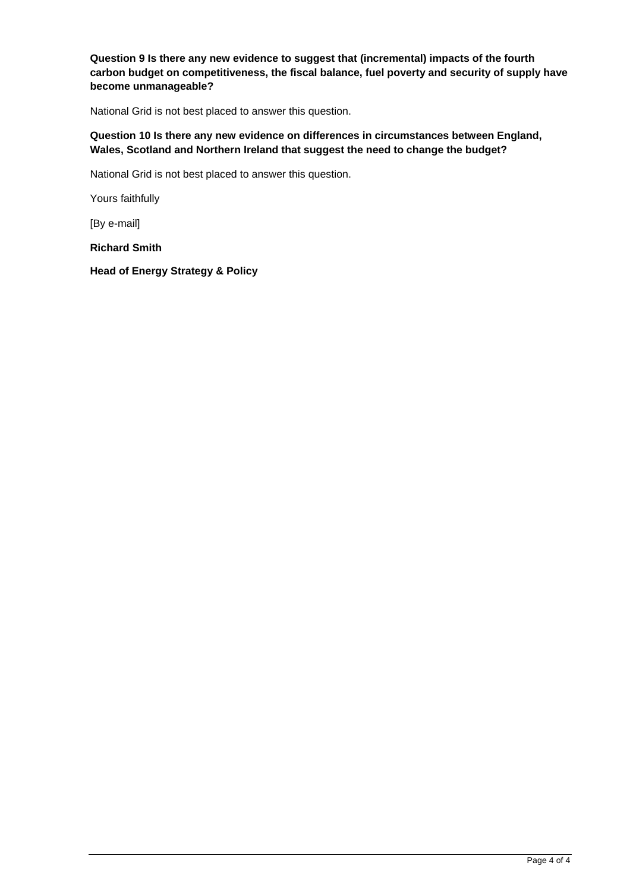**Question 9 Is there any new evidence to suggest that (incremental) impacts of the fourth carbon budget on competitiveness, the fiscal balance, fuel poverty and security of supply have become unmanageable?**

National Grid is not best placed to answer this question.

**Question 10 Is there any new evidence on differences in circumstances between England, Wales, Scotland and Northern Ireland that suggest the need to change the budget?**

National Grid is not best placed to answer this question.

Yours faithfully

[By e-mail]

**Richard Smith**

**Head of Energy Strategy & Policy**